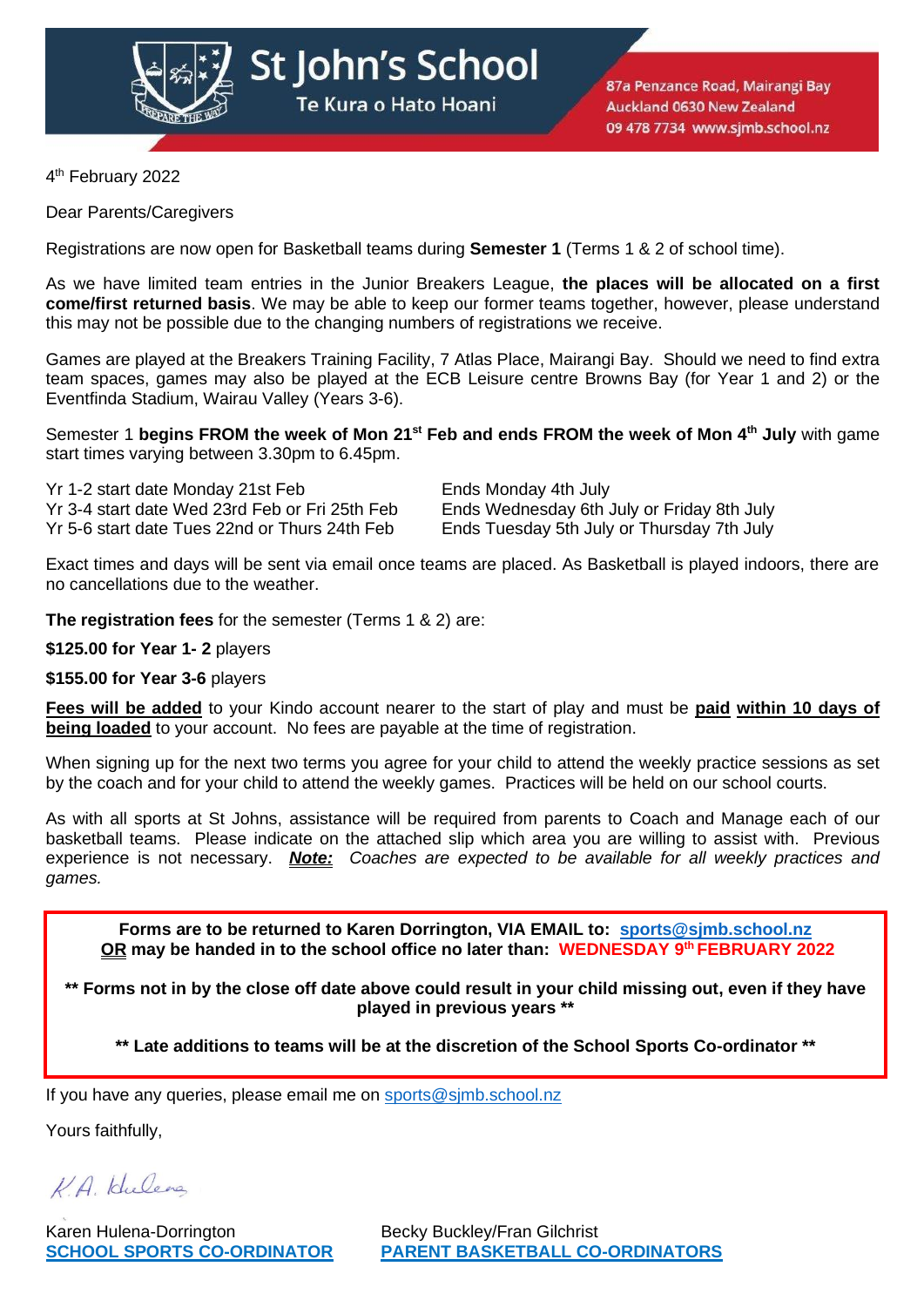# St John's School

Te Kura o Hato Hoani

87a Penzance Road, Mairangi Bay
Auckland 0630 New Zealand
09 478 7734 www.sjmb.school.nz

4th February 2022

Dear Parents/Caregivers

Registrations are now open for Basketball teams during **Semester 1** (Terms 1 & 2 of school time).

As we have limited team entries in the Junior Breakers League, **the places will be allocated on a first come/first returned basis**. We may be able to keep our former teams together, however, please understand this may not be possible due to the changing numbers of registrations we receive.

Games are played at the Breakers Training Facility, 7 Atlas Place, Mairangi Bay. Should we need to find extra team spaces, games may also be played at the ECB Leisure centre Browns Bay (for Year 1 and 2) or the Eventfinda Stadium, Wairau Valley (Years 3-6).

Semester 1 **begins FROM the week of Mon 21st Feb and ends FROM the week of Mon 4th July** with game start times varying between 3.30pm to 6.45pm.

| | |
|---|---|
| Yr 1-2 start date Monday 21st Feb | Ends Monday 4th July |
| Yr 3-4 start date Wed 23rd Feb or Fri 25th Feb | Ends Wednesday 6th July or Friday 8th July |
| Yr 5-6 start date Tues 22nd or Thurs 24th Feb | Ends Tuesday 5th July or Thursday 7th July |

Exact times and days will be sent via email once teams are placed. As Basketball is played indoors, there are no cancellations due to the weather.

**The registration fees** for the semester (Terms 1 & 2) are:

**$125.00 for Year 1- 2** players

**$155.00 for Year 3-6** players

**Fees will be added** to your Kindo account nearer to the start of play and must be **paid within 10 days of being loaded** to your account. No fees are payable at the time of registration.

When signing up for the next two terms you agree for your child to attend the weekly practice sessions as set by the coach and for your child to attend the weekly games. Practices will be held on our school courts.

As with all sports at St Johns, assistance will be required from parents to Coach and Manage each of our basketball teams. Please indicate on the attached slip which area you are willing to assist with. Previous experience is not necessary. ***Note:*** *Coaches are expected to be available for all weekly practices and games.*

**Forms are to be returned to Karen Dorrington, VIA EMAIL to: sports@sjmb.school.nz**
**OR may be handed in to the school office no later than: WEDNESDAY 9th FEBRUARY 2022**

**\*\* Forms not in by the close off date above could result in your child missing out, even if they have played in previous years \*\***

**\*\* Late additions to teams will be at the discretion of the School Sports Co-ordinator \*\***

If you have any queries, please email me on sports@sjmb.school.nz

Yours faithfully,

K.A. Hulena

Karen Hulena-Dorrington
**SCHOOL SPORTS CO-ORDINATOR**

Becky Buckley/Fran Gilchrist
**PARENT BASKETBALL CO-ORDINATORS**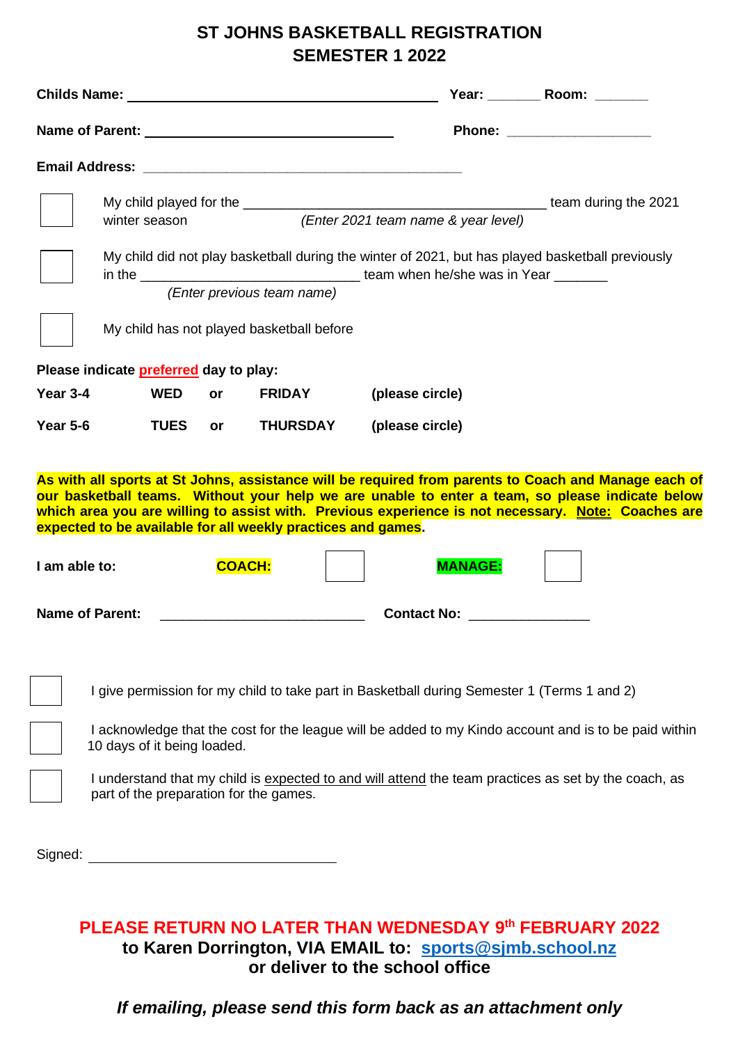# ST JOHNS BASKETBALL REGISTRATION
## SEMESTER 1 2022

**Childs Name:** ____________________ **Year:** _______ **Room:** _______

**Name of Parent:** ____________________ **Phone:** ___________________

**Email Address:** ____________________

☐ My child played for the ________________________ team during the 2021 winter season *(Enter 2021 team name & year level)*

☐ My child did not play basketball during the winter of 2021, but has played basketball previously in the ______________________ team when he/she was in Year _______ *(Enter previous team name)*

☐ My child has not played basketball before

**Please indicate preferred day to play:**

| | | | | |
|---|---|---|---|---|
| **Year 3-4** | **WED** | **or** | **FRIDAY** | **(please circle)** |
| **Year 5-6** | **TUES** | **or** | **THURSDAY** | **(please circle)** |

**As with all sports at St Johns, assistance will be required from parents to Coach and Manage each of our basketball teams. Without your help we are unable to enter a team, so please indicate below which area you are willing to assist with. Previous experience is not necessary. Note: Coaches are expected to be available for all weekly practices and games.**

**I am able to:** **COACH:** ☐ **MANAGE:** ☐

**Name of Parent:** ___________________________ **Contact No:** ________________

☐ I give permission for my child to take part in Basketball during Semester 1 (Terms 1 and 2)

☐ I acknowledge that the cost for the league will be added to my Kindo account and is to be paid within 10 days of it being loaded.

☐ I understand that my child is expected to and will attend the team practices as set by the coach, as part of the preparation for the games.

Signed: ____________________

**PLEASE RETURN NO LATER THAN WEDNESDAY 9th FEBRUARY 2022**
**to Karen Dorrington, VIA EMAIL to: sports@sjmb.school.nz**
**or deliver to the school office**

***If emailing, please send this form back as an attachment only***